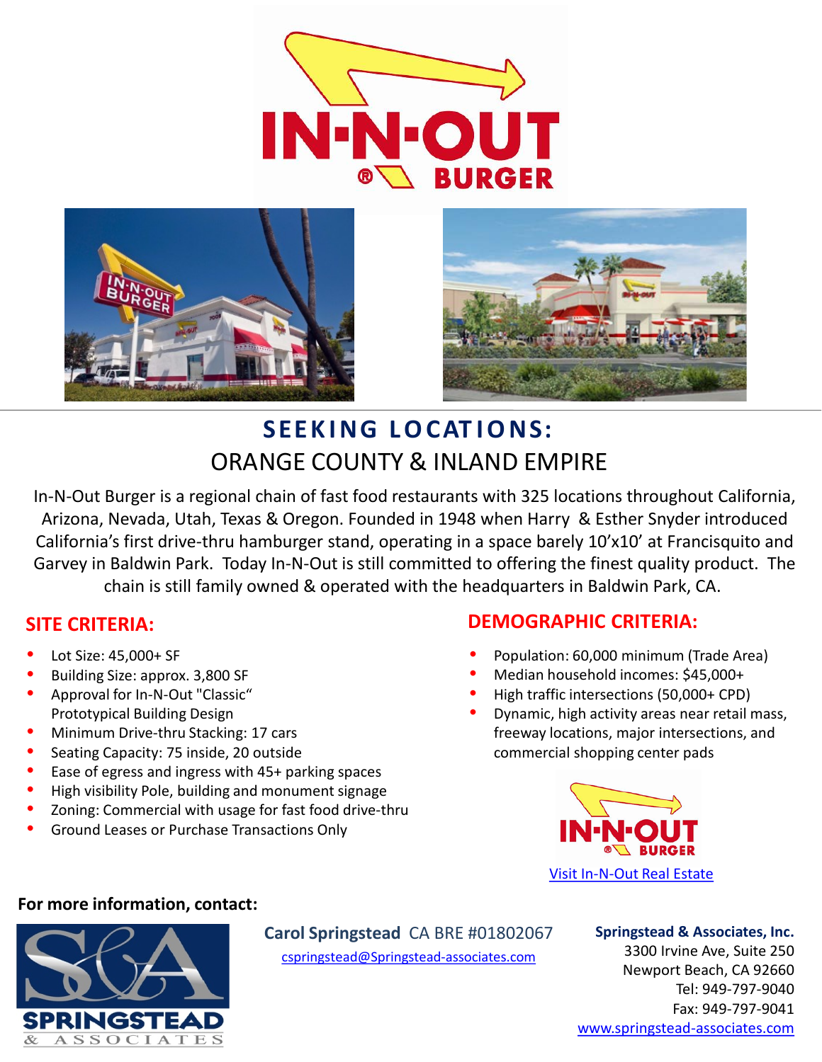## SEEKING LOCATIONS:

## ORANGE COUNTY & INLAND EMPIRE

In-N-Out Burger is a regional chain of fast food restaurants with 325 locations throughout California, Arizona, Nevada, Utah, Texas & Oregon. Founded in 1948 when Harry & Esther Snyder introduced California's first drive-thru hamburger stand, operating in a space barely 10'x10' at Francisquito and Garvey in Baldwin Park. Today In-N-Out is still committed to offering the finest quality product. The chain is still family owned & operated with the headquarters in Baldwin Park, CA.

### SITE CRITERIA:

- Lot Size: 45,000+ SF
- Building Size: approx. 3,800 SF
- Approval for In-N-Out "Classic" Prototypical Building Design
- Minimum Drive-thru Stacking: 17 cars
- Seating Capacity: 75 inside, 20 outside
- Ease of egress and ingress with 45+ parking spaces
- High visibility Pole, building and monument signage
- Zoning: Commercial with usage for fast food drive-thru
- Ground Leases or Purchase Transactions Only

### DEMOGRAPHIC CRITERIA:

- Population: 60,000 minimum (Trade Area)
- Median household incomes: $45,000+
- High traffic intersections (50,000+ CPD)
- Dynamic, high activity areas near retail mass, freeway locations, major intersections, and commercial shopping center pads

Visit In-N-Out Real Estate

**For more information, contact:**

**Carol Springstead** CA BRE #01802067
cspringstead@Springstead-associates.com

**Springstead & Associates, Inc.**
3300 Irvine Ave, Suite 250
Newport Beach, CA 92660
Tel: 949-797-9040
Fax: 949-797-9041
www.springstead-associates.com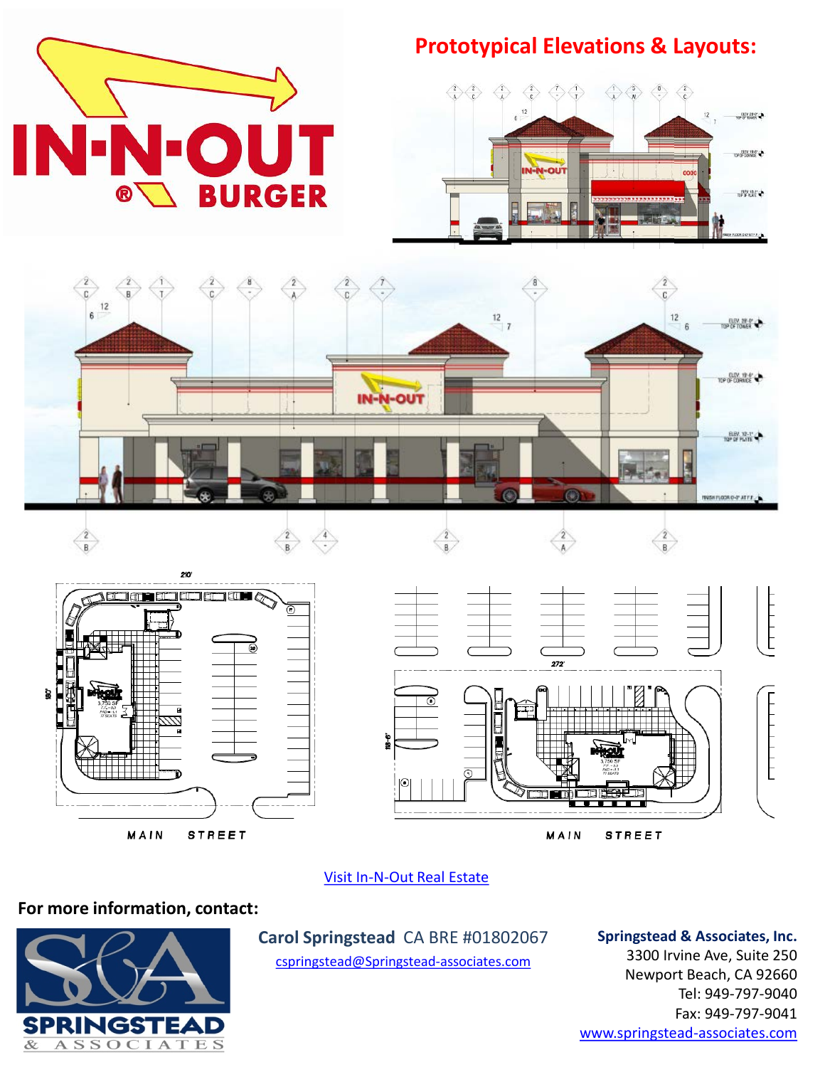## Prototypical Elevations & Layouts:

MAIN STREET

MAIN STREET

Visit In-N-Out Real Estate

**For more information, contact:**

**Carol Springstead** CA BRE #01802067
cspringstead@Springstead-associates.com

**Springstead & Associates, Inc.**
3300 Irvine Ave, Suite 250
Newport Beach, CA 92660
Tel: 949-797-9040
Fax: 949-797-9041
www.springstead-associates.com